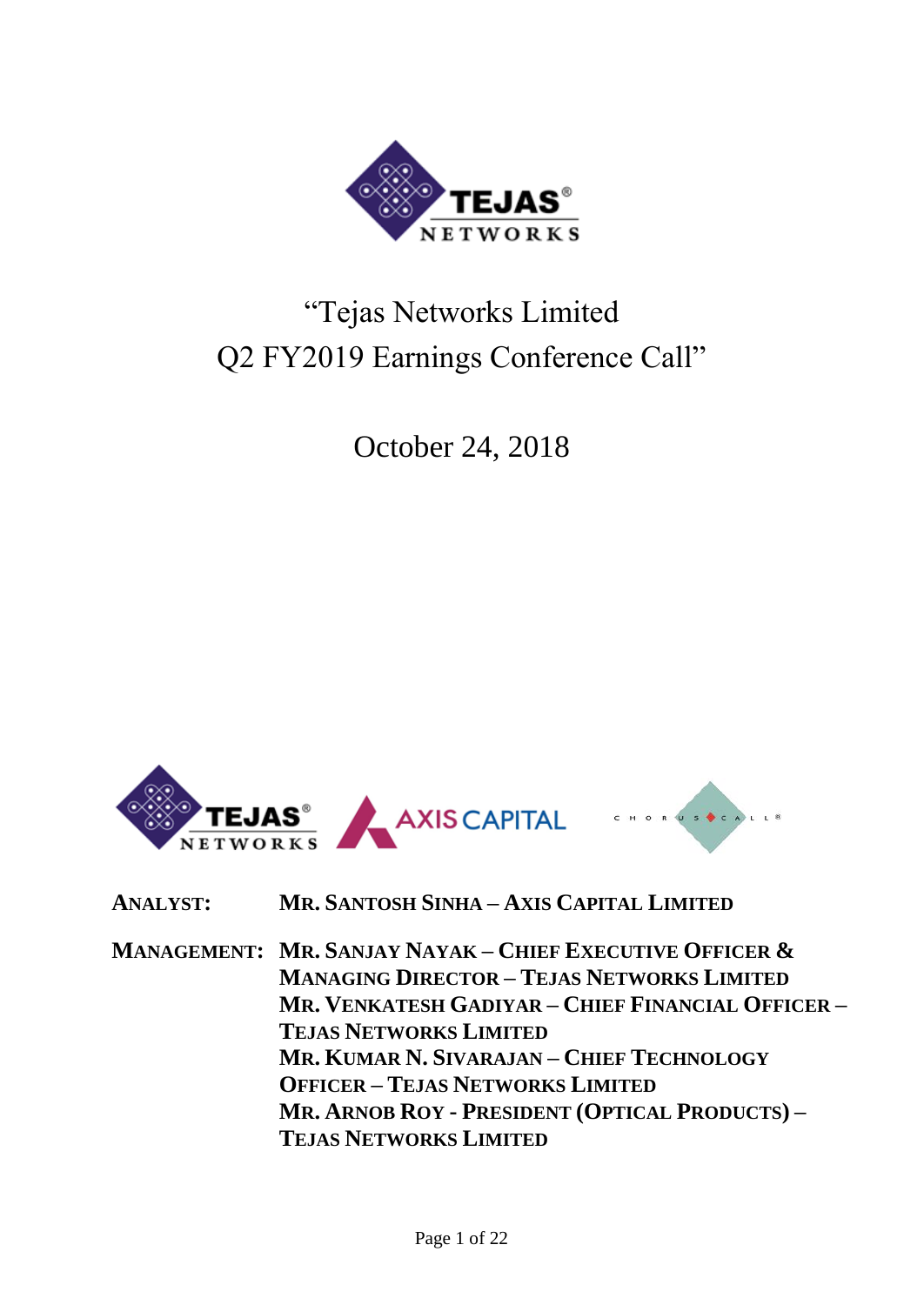# "Tejas Networks Limited
# Q2 FY2019 Earnings Conference Call"

## October 24, 2018

**ANALYST:** **MR. SANTOSH SINHA – AXIS CAPITAL LIMITED**

**MANAGEMENT:** **MR. SANJAY NAYAK – CHIEF EXECUTIVE OFFICER & MANAGING DIRECTOR – TEJAS NETWORKS LIMITED**

**MR. VENKATESH GADIYAR – CHIEF FINANCIAL OFFICER – TEJAS NETWORKS LIMITED**

**MR. KUMAR N. SIVARAJAN – CHIEF TECHNOLOGY OFFICER – TEJAS NETWORKS LIMITED**

**MR. ARNOB ROY - PRESIDENT (OPTICAL PRODUCTS) – TEJAS NETWORKS LIMITED**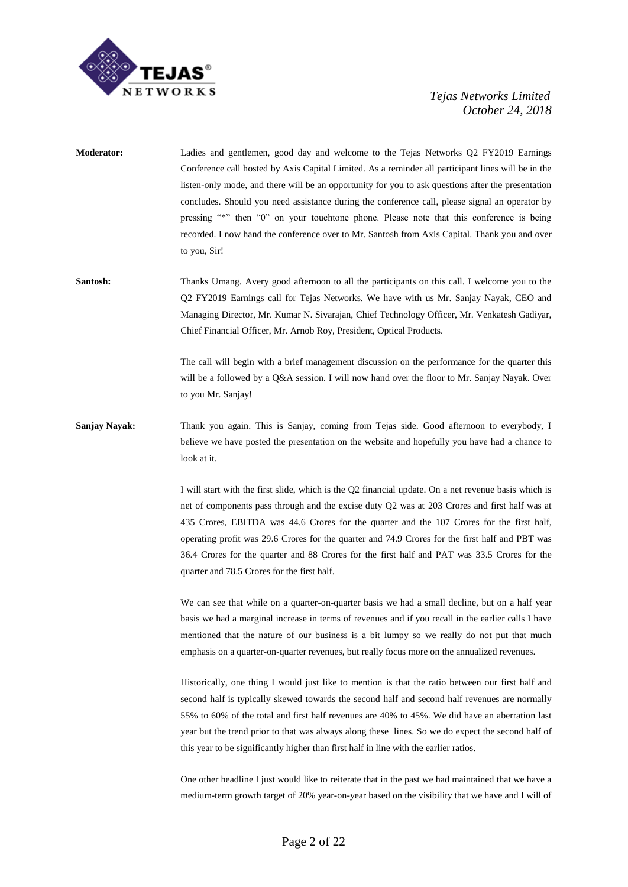**Moderator:** Ladies and gentlemen, good day and welcome to the Tejas Networks Q2 FY2019 Earnings Conference call hosted by Axis Capital Limited. As a reminder all participant lines will be in the listen-only mode, and there will be an opportunity for you to ask questions after the presentation concludes. Should you need assistance during the conference call, please signal an operator by pressing "*" then "0" on your touchtone phone. Please note that this conference is being recorded. I now hand the conference over to Mr. Santosh from Axis Capital. Thank you and over to you, Sir!

**Santosh:** Thanks Umang. Avery good afternoon to all the participants on this call. I welcome you to the Q2 FY2019 Earnings call for Tejas Networks. We have with us Mr. Sanjay Nayak, CEO and Managing Director, Mr. Kumar N. Sivarajan, Chief Technology Officer, Mr. Venkatesh Gadiyar, Chief Financial Officer, Mr. Arnob Roy, President, Optical Products.

The call will begin with a brief management discussion on the performance for the quarter this will be a followed by a Q&A session. I will now hand over the floor to Mr. Sanjay Nayak. Over to you Mr. Sanjay!

**Sanjay Nayak:** Thank you again. This is Sanjay, coming from Tejas side. Good afternoon to everybody, I believe we have posted the presentation on the website and hopefully you have had a chance to look at it.

I will start with the first slide, which is the Q2 financial update. On a net revenue basis which is net of components pass through and the excise duty Q2 was at 203 Crores and first half was at 435 Crores, EBITDA was 44.6 Crores for the quarter and the 107 Crores for the first half, operating profit was 29.6 Crores for the quarter and 74.9 Crores for the first half and PBT was 36.4 Crores for the quarter and 88 Crores for the first half and PAT was 33.5 Crores for the quarter and 78.5 Crores for the first half.

We can see that while on a quarter-on-quarter basis we had a small decline, but on a half year basis we had a marginal increase in terms of revenues and if you recall in the earlier calls I have mentioned that the nature of our business is a bit lumpy so we really do not put that much emphasis on a quarter-on-quarter revenues, but really focus more on the annualized revenues.

Historically, one thing I would just like to mention is that the ratio between our first half and second half is typically skewed towards the second half and second half revenues are normally 55% to 60% of the total and first half revenues are 40% to 45%. We did have an aberration last year but the trend prior to that was always along these lines. So we do expect the second half of this year to be significantly higher than first half in line with the earlier ratios.

One other headline I just would like to reiterate that in the past we had maintained that we have a medium-term growth target of 20% year-on-year based on the visibility that we have and I will of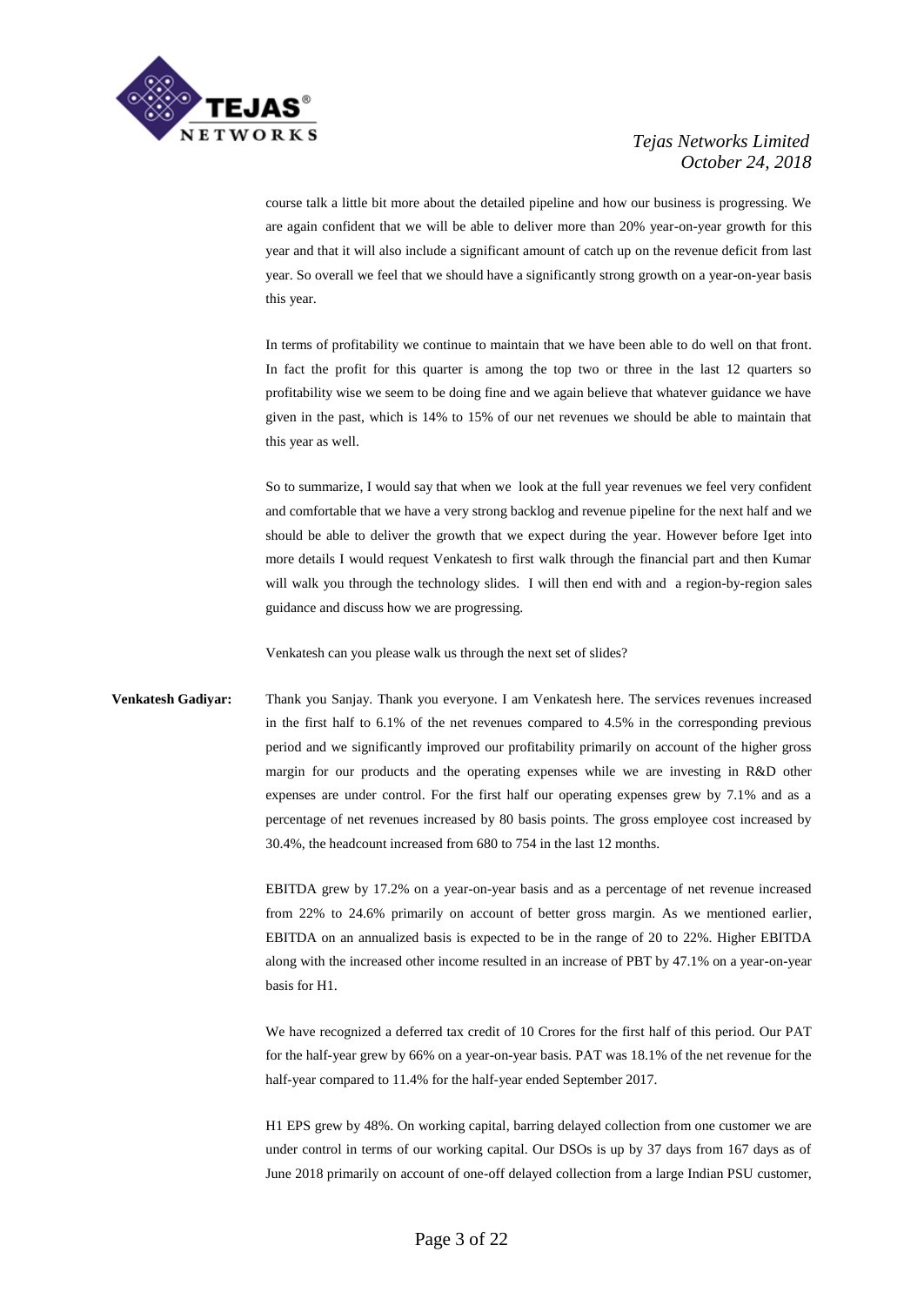course talk a little bit more about the detailed pipeline and how our business is progressing. We are again confident that we will be able to deliver more than 20% year-on-year growth for this year and that it will also include a significant amount of catch up on the revenue deficit from last year. So overall we feel that we should have a significantly strong growth on a year-on-year basis this year.

In terms of profitability we continue to maintain that we have been able to do well on that front. In fact the profit for this quarter is among the top two or three in the last 12 quarters so profitability wise we seem to be doing fine and we again believe that whatever guidance we have given in the past, which is 14% to 15% of our net revenues we should be able to maintain that this year as well.

So to summarize, I would say that when we look at the full year revenues we feel very confident and comfortable that we have a very strong backlog and revenue pipeline for the next half and we should be able to deliver the growth that we expect during the year. However before Iget into more details I would request Venkatesh to first walk through the financial part and then Kumar will walk you through the technology slides. I will then end with and a region-by-region sales guidance and discuss how we are progressing.

Venkatesh can you please walk us through the next set of slides?

**Venkatesh Gadiyar:** Thank you Sanjay. Thank you everyone. I am Venkatesh here. The services revenues increased in the first half to 6.1% of the net revenues compared to 4.5% in the corresponding previous period and we significantly improved our profitability primarily on account of the higher gross margin for our products and the operating expenses while we are investing in R&D other expenses are under control. For the first half our operating expenses grew by 7.1% and as a percentage of net revenues increased by 80 basis points. The gross employee cost increased by 30.4%, the headcount increased from 680 to 754 in the last 12 months.

EBITDA grew by 17.2% on a year-on-year basis and as a percentage of net revenue increased from 22% to 24.6% primarily on account of better gross margin. As we mentioned earlier, EBITDA on an annualized basis is expected to be in the range of 20 to 22%. Higher EBITDA along with the increased other income resulted in an increase of PBT by 47.1% on a year-on-year basis for H1.

We have recognized a deferred tax credit of 10 Crores for the first half of this period. Our PAT for the half-year grew by 66% on a year-on-year basis. PAT was 18.1% of the net revenue for the half-year compared to 11.4% for the half-year ended September 2017.

H1 EPS grew by 48%. On working capital, barring delayed collection from one customer we are under control in terms of our working capital. Our DSOs is up by 37 days from 167 days as of June 2018 primarily on account of one-off delayed collection from a large Indian PSU customer,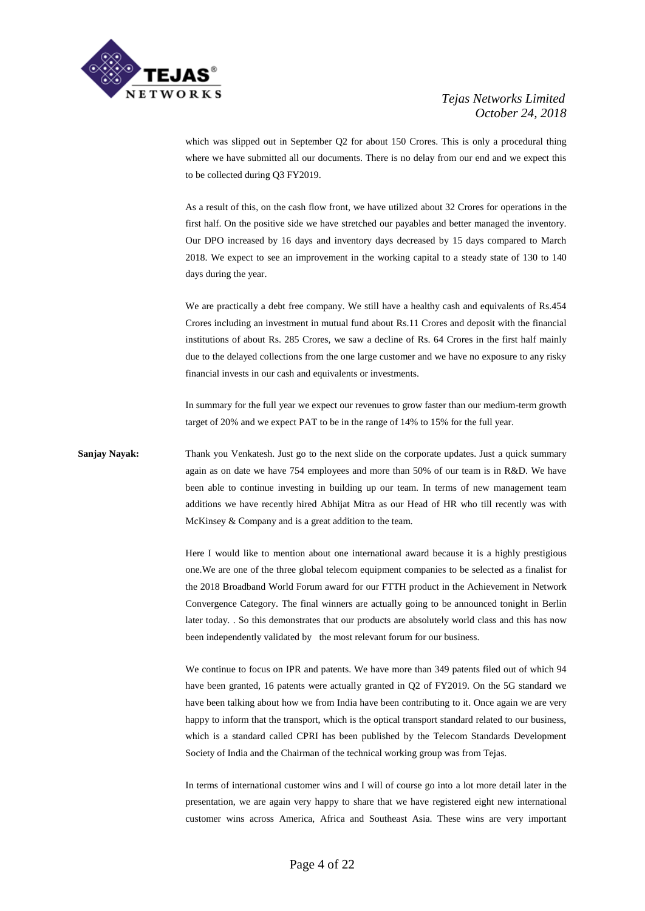which was slipped out in September Q2 for about 150 Crores. This is only a procedural thing where we have submitted all our documents. There is no delay from our end and we expect this to be collected during Q3 FY2019.

As a result of this, on the cash flow front, we have utilized about 32 Crores for operations in the first half. On the positive side we have stretched our payables and better managed the inventory. Our DPO increased by 16 days and inventory days decreased by 15 days compared to March 2018. We expect to see an improvement in the working capital to a steady state of 130 to 140 days during the year.

We are practically a debt free company. We still have a healthy cash and equivalents of Rs.454 Crores including an investment in mutual fund about Rs.11 Crores and deposit with the financial institutions of about Rs. 285 Crores, we saw a decline of Rs. 64 Crores in the first half mainly due to the delayed collections from the one large customer and we have no exposure to any risky financial invests in our cash and equivalents or investments.

In summary for the full year we expect our revenues to grow faster than our medium-term growth target of 20% and we expect PAT to be in the range of 14% to 15% for the full year.

**Sanjay Nayak:** Thank you Venkatesh. Just go to the next slide on the corporate updates. Just a quick summary again as on date we have 754 employees and more than 50% of our team is in R&D. We have been able to continue investing in building up our team. In terms of new management team additions we have recently hired Abhijat Mitra as our Head of HR who till recently was with McKinsey & Company and is a great addition to the team.

Here I would like to mention about one international award because it is a highly prestigious one.We are one of the three global telecom equipment companies to be selected as a finalist for the 2018 Broadband World Forum award for our FTTH product in the Achievement in Network Convergence Category. The final winners are actually going to be announced tonight in Berlin later today. . So this demonstrates that our products are absolutely world class and this has now been independently validated by the most relevant forum for our business.

We continue to focus on IPR and patents. We have more than 349 patents filed out of which 94 have been granted, 16 patents were actually granted in Q2 of FY2019. On the 5G standard we have been talking about how we from India have been contributing to it. Once again we are very happy to inform that the transport, which is the optical transport standard related to our business, which is a standard called CPRI has been published by the Telecom Standards Development Society of India and the Chairman of the technical working group was from Tejas.

In terms of international customer wins and I will of course go into a lot more detail later in the presentation, we are again very happy to share that we have registered eight new international customer wins across America, Africa and Southeast Asia. These wins are very important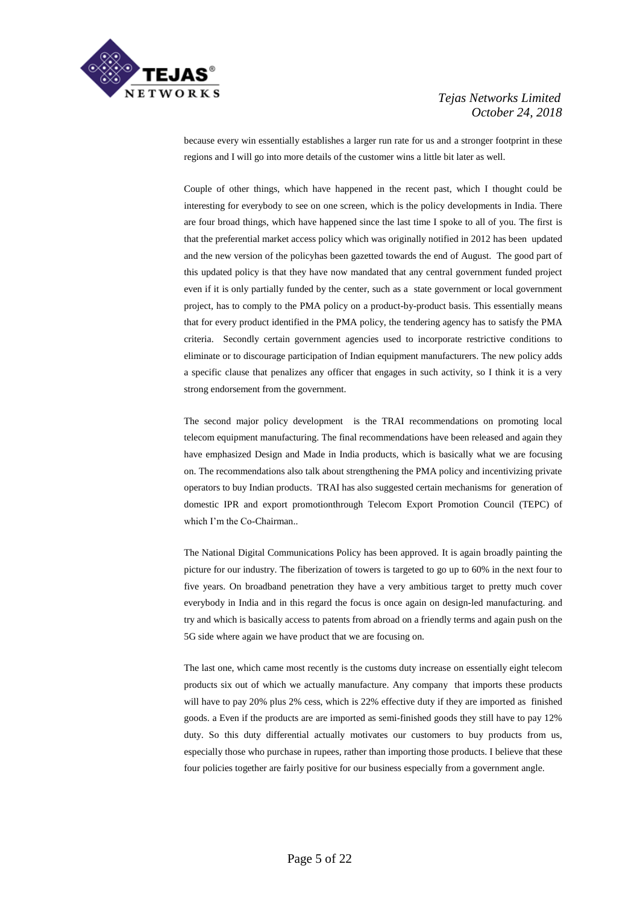because every win essentially establishes a larger run rate for us and a stronger footprint in these regions and I will go into more details of the customer wins a little bit later as well.

Couple of other things, which have happened in the recent past, which I thought could be interesting for everybody to see on one screen, which is the policy developments in India. There are four broad things, which have happened since the last time I spoke to all of you. The first is that the preferential market access policy which was originally notified in 2012 has been updated and the new version of the policyhas been gazetted towards the end of August. The good part of this updated policy is that they have now mandated that any central government funded project even if it is only partially funded by the center, such as a state government or local government project, has to comply to the PMA policy on a product-by-product basis. This essentially means that for every product identified in the PMA policy, the tendering agency has to satisfy the PMA criteria. Secondly certain government agencies used to incorporate restrictive conditions to eliminate or to discourage participation of Indian equipment manufacturers. The new policy adds a specific clause that penalizes any officer that engages in such activity, so I think it is a very strong endorsement from the government.

The second major policy development is the TRAI recommendations on promoting local telecom equipment manufacturing. The final recommendations have been released and again they have emphasized Design and Made in India products, which is basically what we are focusing on. The recommendations also talk about strengthening the PMA policy and incentivizing private operators to buy Indian products. TRAI has also suggested certain mechanisms for generation of domestic IPR and export promotionthrough Telecom Export Promotion Council (TEPC) of which I'm the Co-Chairman..

The National Digital Communications Policy has been approved. It is again broadly painting the picture for our industry. The fiberization of towers is targeted to go up to 60% in the next four to five years. On broadband penetration they have a very ambitious target to pretty much cover everybody in India and in this regard the focus is once again on design-led manufacturing. and try and which is basically access to patents from abroad on a friendly terms and again push on the 5G side where again we have product that we are focusing on.

The last one, which came most recently is the customs duty increase on essentially eight telecom products six out of which we actually manufacture. Any company that imports these products will have to pay 20% plus 2% cess, which is 22% effective duty if they are imported as finished goods. a Even if the products are are imported as semi-finished goods they still have to pay 12% duty. So this duty differential actually motivates our customers to buy products from us, especially those who purchase in rupees, rather than importing those products. I believe that these four policies together are fairly positive for our business especially from a government angle.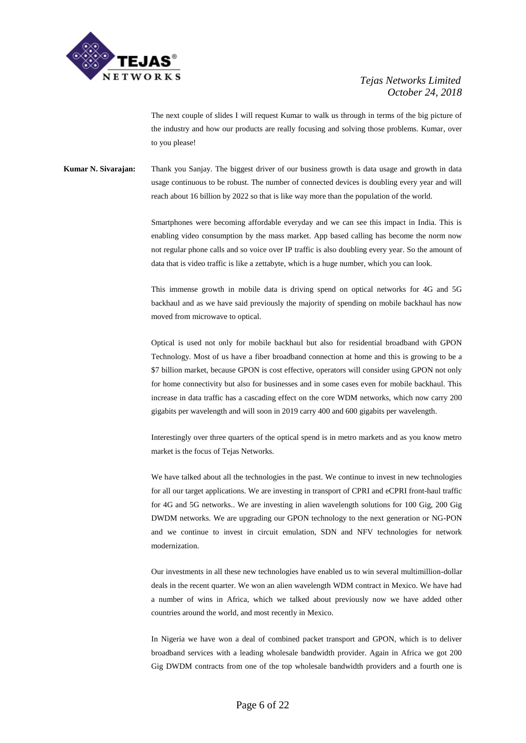The next couple of slides I will request Kumar to walk us through in terms of the big picture of the industry and how our products are really focusing and solving those problems. Kumar, over to you please!

**Kumar N. Sivarajan:** Thank you Sanjay. The biggest driver of our business growth is data usage and growth in data usage continuous to be robust. The number of connected devices is doubling every year and will reach about 16 billion by 2022 so that is like way more than the population of the world.

Smartphones were becoming affordable everyday and we can see this impact in India. This is enabling video consumption by the mass market. App based calling has become the norm now not regular phone calls and so voice over IP traffic is also doubling every year. So the amount of data that is video traffic is like a zettabyte, which is a huge number, which you can look.

This immense growth in mobile data is driving spend on optical networks for 4G and 5G backhaul and as we have said previously the majority of spending on mobile backhaul has now moved from microwave to optical.

Optical is used not only for mobile backhaul but also for residential broadband with GPON Technology. Most of us have a fiber broadband connection at home and this is growing to be a $7 billion market, because GPON is cost effective, operators will consider using GPON not only for home connectivity but also for businesses and in some cases even for mobile backhaul. This increase in data traffic has a cascading effect on the core WDM networks, which now carry 200 gigabits per wavelength and will soon in 2019 carry 400 and 600 gigabits per wavelength.

Interestingly over three quarters of the optical spend is in metro markets and as you know metro market is the focus of Tejas Networks.

We have talked about all the technologies in the past. We continue to invest in new technologies for all our target applications. We are investing in transport of CPRI and eCPRI front-haul traffic for 4G and 5G networks.. We are investing in alien wavelength solutions for 100 Gig, 200 Gig DWDM networks. We are upgrading our GPON technology to the next generation or NG-PON and we continue to invest in circuit emulation, SDN and NFV technologies for network modernization.

Our investments in all these new technologies have enabled us to win several multimillion-dollar deals in the recent quarter. We won an alien wavelength WDM contract in Mexico. We have had a number of wins in Africa, which we talked about previously now we have added other countries around the world, and most recently in Mexico.

In Nigeria we have won a deal of combined packet transport and GPON, which is to deliver broadband services with a leading wholesale bandwidth provider. Again in Africa we got 200 Gig DWDM contracts from one of the top wholesale bandwidth providers and a fourth one is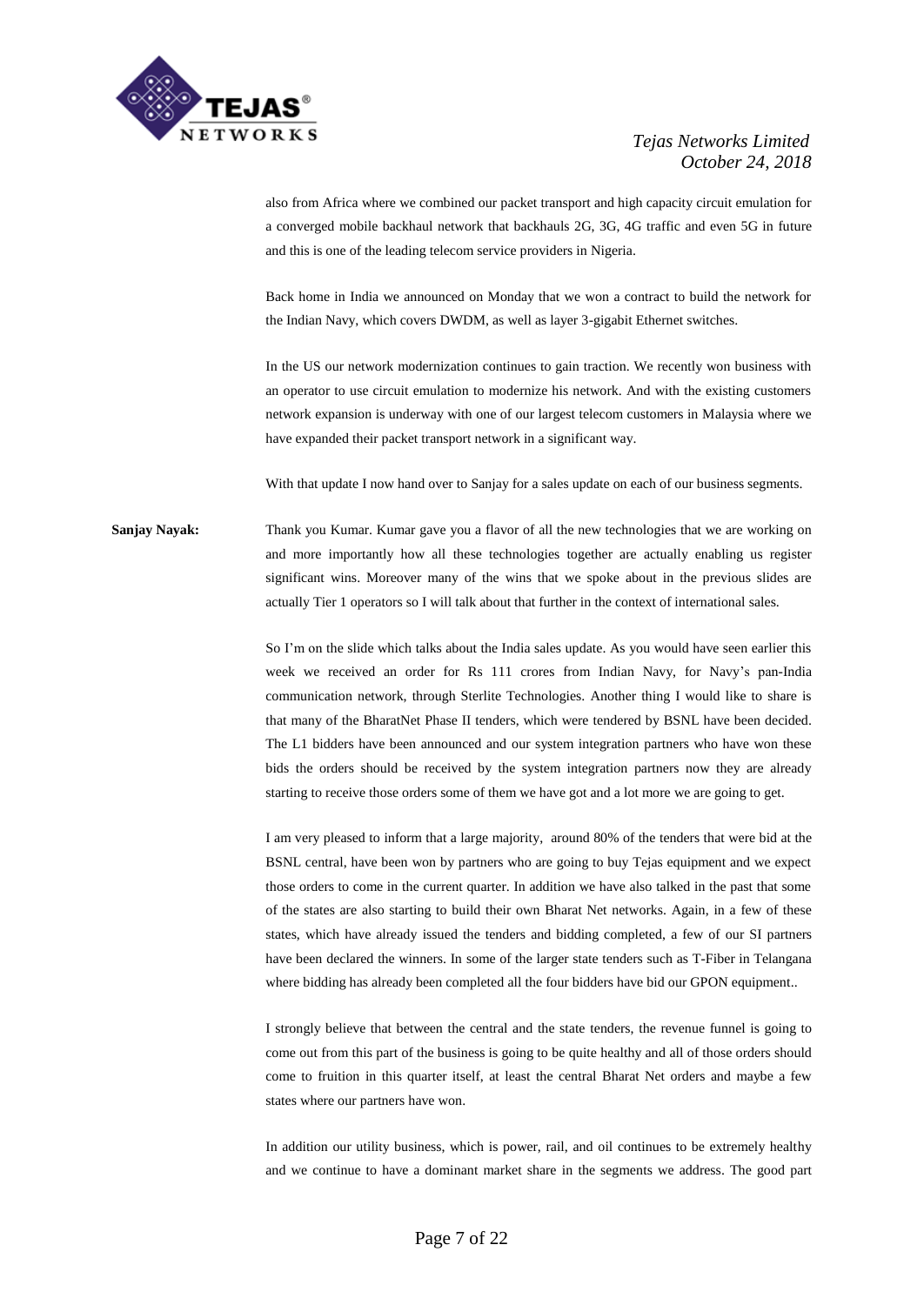also from Africa where we combined our packet transport and high capacity circuit emulation for a converged mobile backhaul network that backhauls 2G, 3G, 4G traffic and even 5G in future and this is one of the leading telecom service providers in Nigeria.

Back home in India we announced on Monday that we won a contract to build the network for the Indian Navy, which covers DWDM, as well as layer 3-gigabit Ethernet switches.

In the US our network modernization continues to gain traction. We recently won business with an operator to use circuit emulation to modernize his network. And with the existing customers network expansion is underway with one of our largest telecom customers in Malaysia where we have expanded their packet transport network in a significant way.

With that update I now hand over to Sanjay for a sales update on each of our business segments.

**Sanjay Nayak:** Thank you Kumar. Kumar gave you a flavor of all the new technologies that we are working on and more importantly how all these technologies together are actually enabling us register significant wins. Moreover many of the wins that we spoke about in the previous slides are actually Tier 1 operators so I will talk about that further in the context of international sales.

So I'm on the slide which talks about the India sales update. As you would have seen earlier this week we received an order for Rs 111 crores from Indian Navy, for Navy's pan-India communication network, through Sterlite Technologies. Another thing I would like to share is that many of the BharatNet Phase II tenders, which were tendered by BSNL have been decided. The L1 bidders have been announced and our system integration partners who have won these bids the orders should be received by the system integration partners now they are already starting to receive those orders some of them we have got and a lot more we are going to get.

I am very pleased to inform that a large majority, around 80% of the tenders that were bid at the BSNL central, have been won by partners who are going to buy Tejas equipment and we expect those orders to come in the current quarter. In addition we have also talked in the past that some of the states are also starting to build their own Bharat Net networks. Again, in a few of these states, which have already issued the tenders and bidding completed, a few of our SI partners have been declared the winners. In some of the larger state tenders such as T-Fiber in Telangana where bidding has already been completed all the four bidders have bid our GPON equipment..

I strongly believe that between the central and the state tenders, the revenue funnel is going to come out from this part of the business is going to be quite healthy and all of those orders should come to fruition in this quarter itself, at least the central Bharat Net orders and maybe a few states where our partners have won.

In addition our utility business, which is power, rail, and oil continues to be extremely healthy and we continue to have a dominant market share in the segments we address. The good part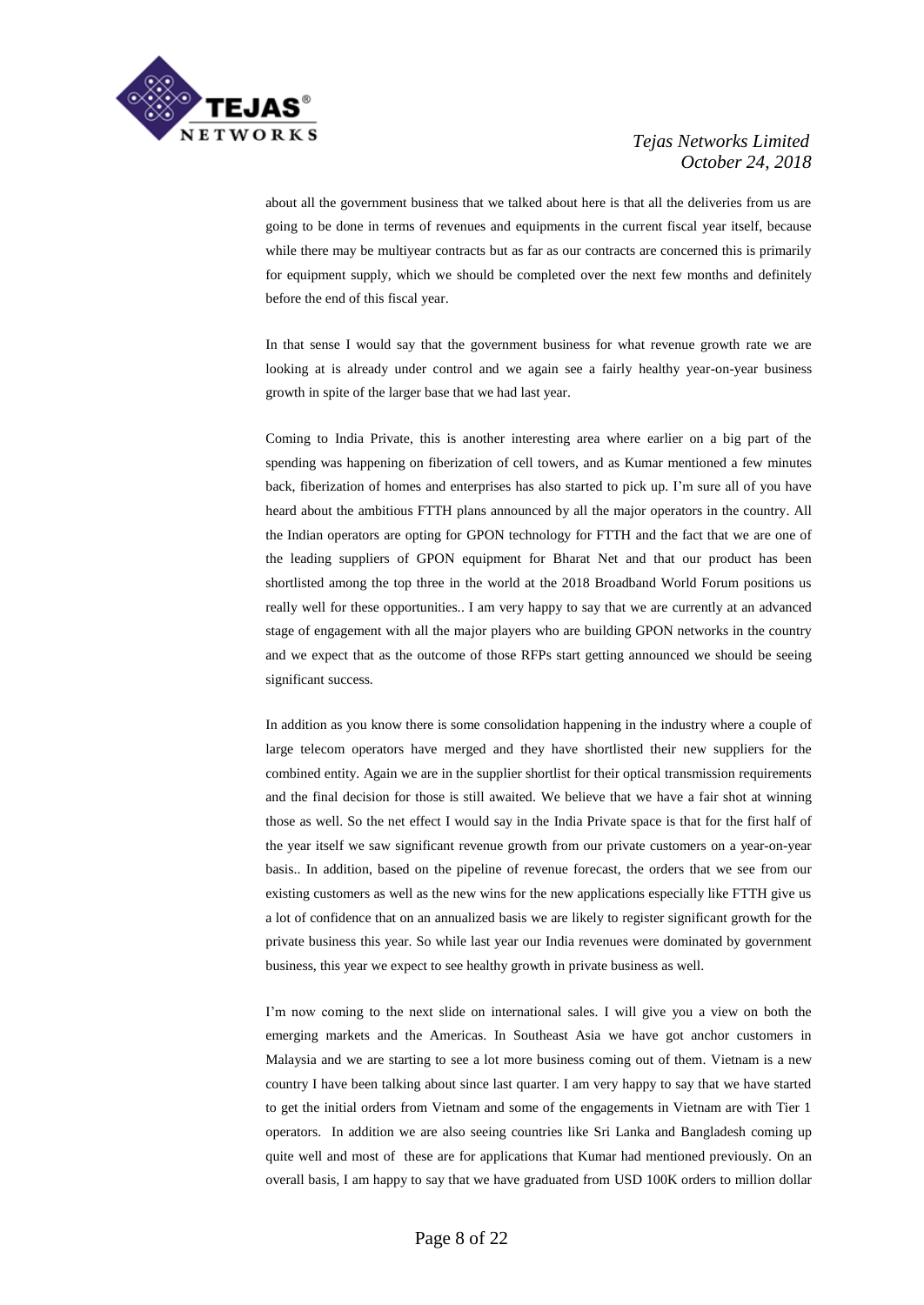about all the government business that we talked about here is that all the deliveries from us are going to be done in terms of revenues and equipments in the current fiscal year itself, because while there may be multiyear contracts but as far as our contracts are concerned this is primarily for equipment supply, which we should be completed over the next few months and definitely before the end of this fiscal year.

In that sense I would say that the government business for what revenue growth rate we are looking at is already under control and we again see a fairly healthy year-on-year business growth in spite of the larger base that we had last year.

Coming to India Private, this is another interesting area where earlier on a big part of the spending was happening on fiberization of cell towers, and as Kumar mentioned a few minutes back, fiberization of homes and enterprises has also started to pick up. I'm sure all of you have heard about the ambitious FTTH plans announced by all the major operators in the country. All the Indian operators are opting for GPON technology for FTTH and the fact that we are one of the leading suppliers of GPON equipment for Bharat Net and that our product has been shortlisted among the top three in the world at the 2018 Broadband World Forum positions us really well for these opportunities.. I am very happy to say that we are currently at an advanced stage of engagement with all the major players who are building GPON networks in the country and we expect that as the outcome of those RFPs start getting announced we should be seeing significant success.

In addition as you know there is some consolidation happening in the industry where a couple of large telecom operators have merged and they have shortlisted their new suppliers for the combined entity. Again we are in the supplier shortlist for their optical transmission requirements and the final decision for those is still awaited. We believe that we have a fair shot at winning those as well. So the net effect I would say in the India Private space is that for the first half of the year itself we saw significant revenue growth from our private customers on a year-on-year basis.. In addition, based on the pipeline of revenue forecast, the orders that we see from our existing customers as well as the new wins for the new applications especially like FTTH give us a lot of confidence that on an annualized basis we are likely to register significant growth for the private business this year. So while last year our India revenues were dominated by government business, this year we expect to see healthy growth in private business as well.

I'm now coming to the next slide on international sales. I will give you a view on both the emerging markets and the Americas. In Southeast Asia we have got anchor customers in Malaysia and we are starting to see a lot more business coming out of them. Vietnam is a new country I have been talking about since last quarter. I am very happy to say that we have started to get the initial orders from Vietnam and some of the engagements in Vietnam are with Tier 1 operators. In addition we are also seeing countries like Sri Lanka and Bangladesh coming up quite well and most of these are for applications that Kumar had mentioned previously. On an overall basis, I am happy to say that we have graduated from USD 100K orders to million dollar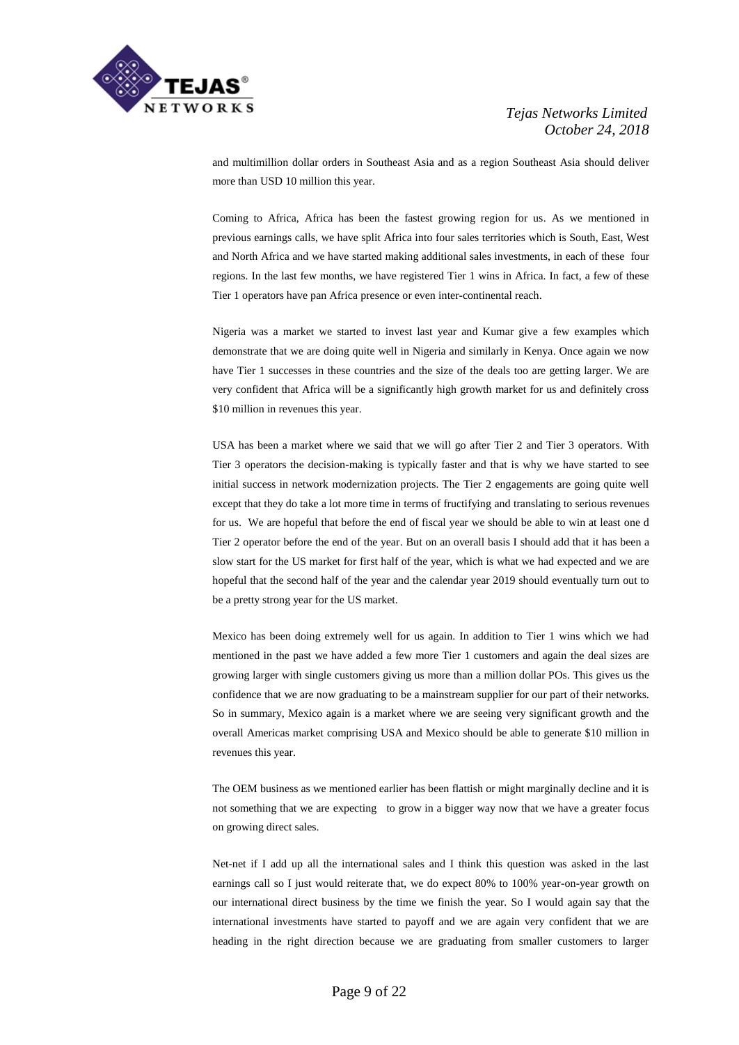and multimillion dollar orders in Southeast Asia and as a region Southeast Asia should deliver more than USD 10 million this year.

Coming to Africa, Africa has been the fastest growing region for us. As we mentioned in previous earnings calls, we have split Africa into four sales territories which is South, East, West and North Africa and we have started making additional sales investments, in each of these four regions. In the last few months, we have registered Tier 1 wins in Africa. In fact, a few of these Tier 1 operators have pan Africa presence or even inter-continental reach.

Nigeria was a market we started to invest last year and Kumar give a few examples which demonstrate that we are doing quite well in Nigeria and similarly in Kenya. Once again we now have Tier 1 successes in these countries and the size of the deals too are getting larger. We are very confident that Africa will be a significantly high growth market for us and definitely cross $10 million in revenues this year.

USA has been a market where we said that we will go after Tier 2 and Tier 3 operators. With Tier 3 operators the decision-making is typically faster and that is why we have started to see initial success in network modernization projects. The Tier 2 engagements are going quite well except that they do take a lot more time in terms of fructifying and translating to serious revenues for us. We are hopeful that before the end of fiscal year we should be able to win at least one d Tier 2 operator before the end of the year. But on an overall basis I should add that it has been a slow start for the US market for first half of the year, which is what we had expected and we are hopeful that the second half of the year and the calendar year 2019 should eventually turn out to be a pretty strong year for the US market.

Mexico has been doing extremely well for us again. In addition to Tier 1 wins which we had mentioned in the past we have added a few more Tier 1 customers and again the deal sizes are growing larger with single customers giving us more than a million dollar POs. This gives us the confidence that we are now graduating to be a mainstream supplier for our part of their networks. So in summary, Mexico again is a market where we are seeing very significant growth and the overall Americas market comprising USA and Mexico should be able to generate $10 million in revenues this year.

The OEM business as we mentioned earlier has been flattish or might marginally decline and it is not something that we are expecting to grow in a bigger way now that we have a greater focus on growing direct sales.

Net-net if I add up all the international sales and I think this question was asked in the last earnings call so I just would reiterate that, we do expect 80% to 100% year-on-year growth on our international direct business by the time we finish the year. So I would again say that the international investments have started to payoff and we are again very confident that we are heading in the right direction because we are graduating from smaller customers to larger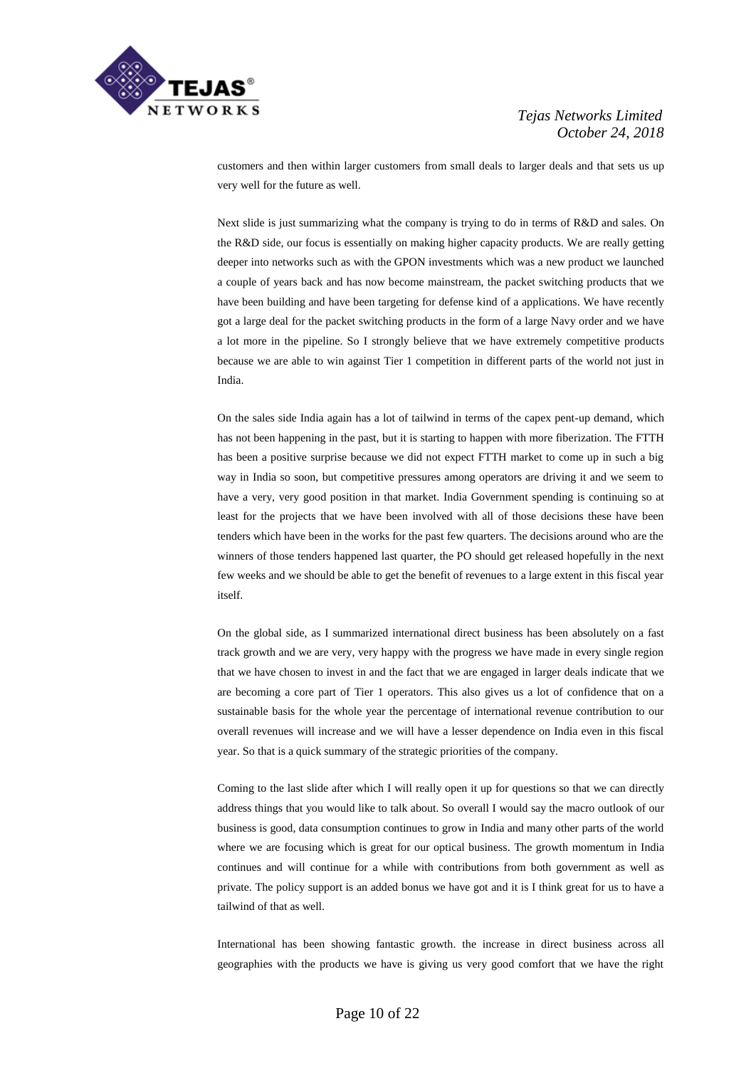customers and then within larger customers from small deals to larger deals and that sets us up very well for the future as well.

Next slide is just summarizing what the company is trying to do in terms of R&D and sales. On the R&D side, our focus is essentially on making higher capacity products. We are really getting deeper into networks such as with the GPON investments which was a new product we launched a couple of years back and has now become mainstream, the packet switching products that we have been building and have been targeting for defense kind of a applications. We have recently got a large deal for the packet switching products in the form of a large Navy order and we have a lot more in the pipeline. So I strongly believe that we have extremely competitive products because we are able to win against Tier 1 competition in different parts of the world not just in India.

On the sales side India again has a lot of tailwind in terms of the capex pent-up demand, which has not been happening in the past, but it is starting to happen with more fiberization. The FTTH has been a positive surprise because we did not expect FTTH market to come up in such a big way in India so soon, but competitive pressures among operators are driving it and we seem to have a very, very good position in that market. India Government spending is continuing so at least for the projects that we have been involved with all of those decisions these have been tenders which have been in the works for the past few quarters. The decisions around who are the winners of those tenders happened last quarter, the PO should get released hopefully in the next few weeks and we should be able to get the benefit of revenues to a large extent in this fiscal year itself.

On the global side, as I summarized international direct business has been absolutely on a fast track growth and we are very, very happy with the progress we have made in every single region that we have chosen to invest in and the fact that we are engaged in larger deals indicate that we are becoming a core part of Tier 1 operators. This also gives us a lot of confidence that on a sustainable basis for the whole year the percentage of international revenue contribution to our overall revenues will increase and we will have a lesser dependence on India even in this fiscal year. So that is a quick summary of the strategic priorities of the company.

Coming to the last slide after which I will really open it up for questions so that we can directly address things that you would like to talk about. So overall I would say the macro outlook of our business is good, data consumption continues to grow in India and many other parts of the world where we are focusing which is great for our optical business. The growth momentum in India continues and will continue for a while with contributions from both government as well as private. The policy support is an added bonus we have got and it is I think great for us to have a tailwind of that as well.

International has been showing fantastic growth. the increase in direct business across all geographies with the products we have is giving us very good comfort that we have the right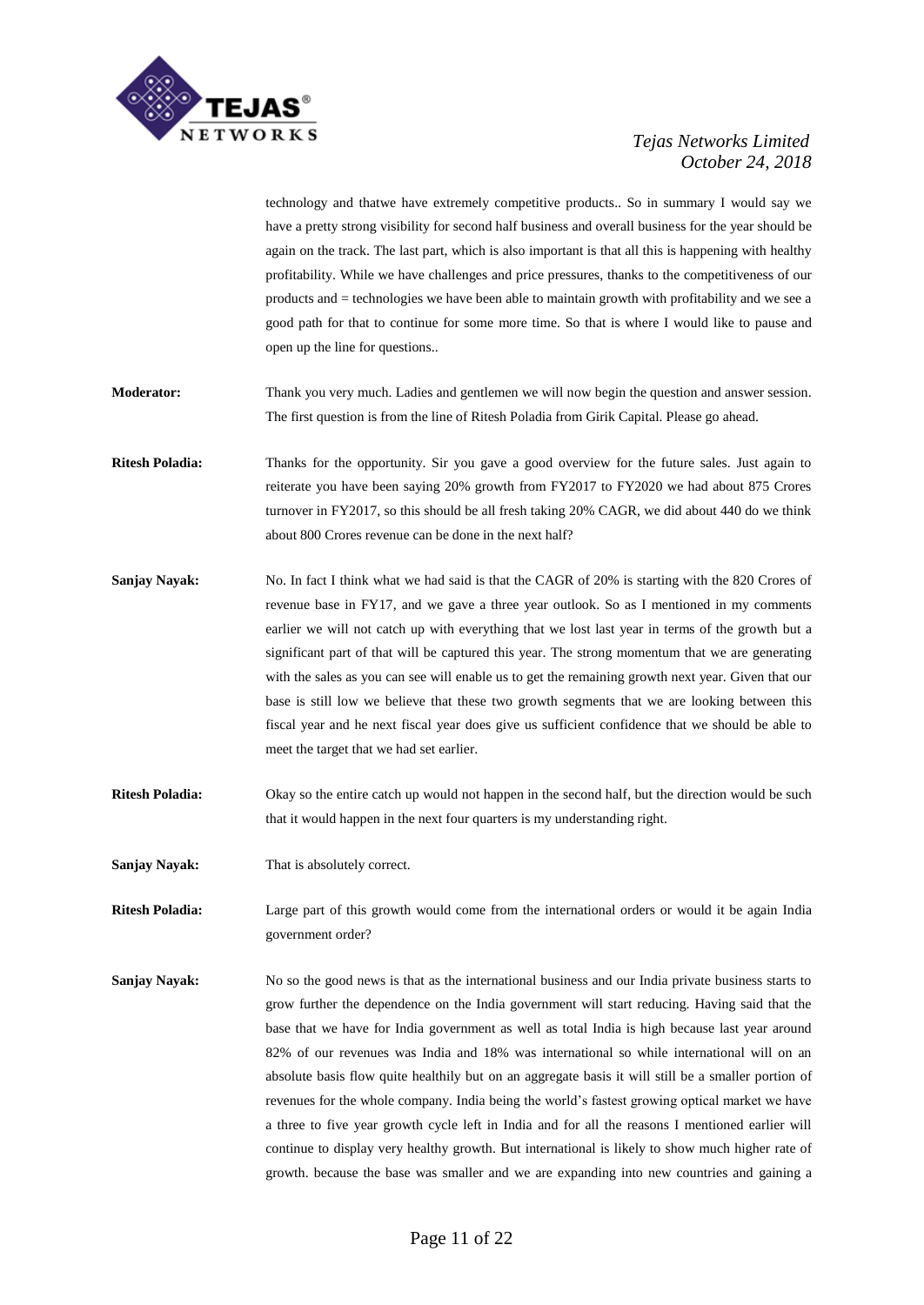technology and thatwe have extremely competitive products.. So in summary I would say we have a pretty strong visibility for second half business and overall business for the year should be again on the track. The last part, which is also important is that all this is happening with healthy profitability. While we have challenges and price pressures, thanks to the competitiveness of our products and = technologies we have been able to maintain growth with profitability and we see a good path for that to continue for some more time. So that is where I would like to pause and open up the line for questions..

**Moderator:** Thank you very much. Ladies and gentlemen we will now begin the question and answer session. The first question is from the line of Ritesh Poladia from Girik Capital. Please go ahead.

**Ritesh Poladia:** Thanks for the opportunity. Sir you gave a good overview for the future sales. Just again to reiterate you have been saying 20% growth from FY2017 to FY2020 we had about 875 Crores turnover in FY2017, so this should be all fresh taking 20% CAGR, we did about 440 do we think about 800 Crores revenue can be done in the next half?

**Sanjay Nayak:** No. In fact I think what we had said is that the CAGR of 20% is starting with the 820 Crores of revenue base in FY17, and we gave a three year outlook. So as I mentioned in my comments earlier we will not catch up with everything that we lost last year in terms of the growth but a significant part of that will be captured this year. The strong momentum that we are generating with the sales as you can see will enable us to get the remaining growth next year. Given that our base is still low we believe that these two growth segments that we are looking between this fiscal year and he next fiscal year does give us sufficient confidence that we should be able to meet the target that we had set earlier.

**Ritesh Poladia:** Okay so the entire catch up would not happen in the second half, but the direction would be such that it would happen in the next four quarters is my understanding right.

**Sanjay Nayak:** That is absolutely correct.

**Ritesh Poladia:** Large part of this growth would come from the international orders or would it be again India government order?

**Sanjay Nayak:** No so the good news is that as the international business and our India private business starts to grow further the dependence on the India government will start reducing. Having said that the base that we have for India government as well as total India is high because last year around 82% of our revenues was India and 18% was international so while international will on an absolute basis flow quite healthily but on an aggregate basis it will still be a smaller portion of revenues for the whole company. India being the world's fastest growing optical market we have a three to five year growth cycle left in India and for all the reasons I mentioned earlier will continue to display very healthy growth. But international is likely to show much higher rate of growth. because the base was smaller and we are expanding into new countries and gaining a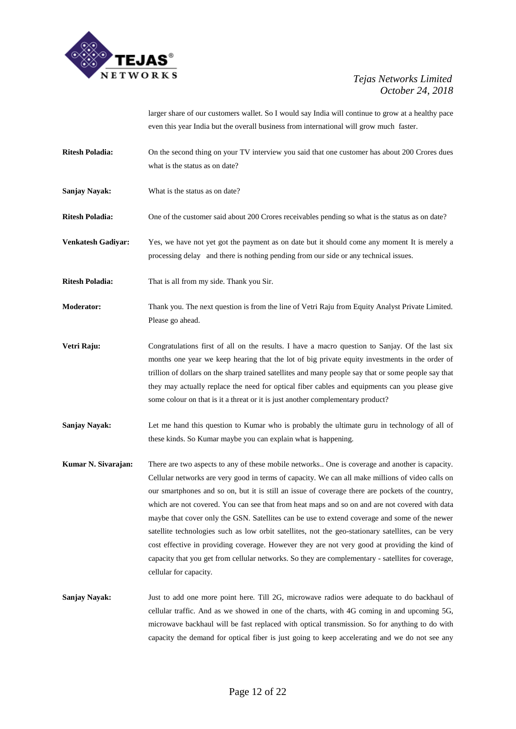larger share of our customers wallet. So I would say India will continue to grow at a healthy pace even this year India but the overall business from international will grow much faster.

**Ritesh Poladia:** On the second thing on your TV interview you said that one customer has about 200 Crores dues what is the status as on date?

**Sanjay Nayak:** What is the status as on date?

**Ritesh Poladia:** One of the customer said about 200 Crores receivables pending so what is the status as on date?

**Venkatesh Gadiyar:** Yes, we have not yet got the payment as on date but it should come any moment It is merely a processing delay and there is nothing pending from our side or any technical issues.

**Ritesh Poladia:** That is all from my side. Thank you Sir.

**Moderator:** Thank you. The next question is from the line of Vetri Raju from Equity Analyst Private Limited. Please go ahead.

**Vetri Raju:** Congratulations first of all on the results. I have a macro question to Sanjay. Of the last six months one year we keep hearing that the lot of big private equity investments in the order of trillion of dollars on the sharp trained satellites and many people say that or some people say that they may actually replace the need for optical fiber cables and equipments can you please give some colour on that is it a threat or it is just another complementary product?

**Sanjay Nayak:** Let me hand this question to Kumar who is probably the ultimate guru in technology of all of these kinds. So Kumar maybe you can explain what is happening.

**Kumar N. Sivarajan:** There are two aspects to any of these mobile networks.. One is coverage and another is capacity. Cellular networks are very good in terms of capacity. We can all make millions of video calls on our smartphones and so on, but it is still an issue of coverage there are pockets of the country, which are not covered. You can see that from heat maps and so on and are not covered with data maybe that cover only the GSN. Satellites can be use to extend coverage and some of the newer satellite technologies such as low orbit satellites, not the geo-stationary satellites, can be very cost effective in providing coverage. However they are not very good at providing the kind of capacity that you get from cellular networks. So they are complementary - satellites for coverage, cellular for capacity.

**Sanjay Nayak:** Just to add one more point here. Till 2G, microwave radios were adequate to do backhaul of cellular traffic. And as we showed in one of the charts, with 4G coming in and upcoming 5G, microwave backhaul will be fast replaced with optical transmission. So for anything to do with capacity the demand for optical fiber is just going to keep accelerating and we do not see any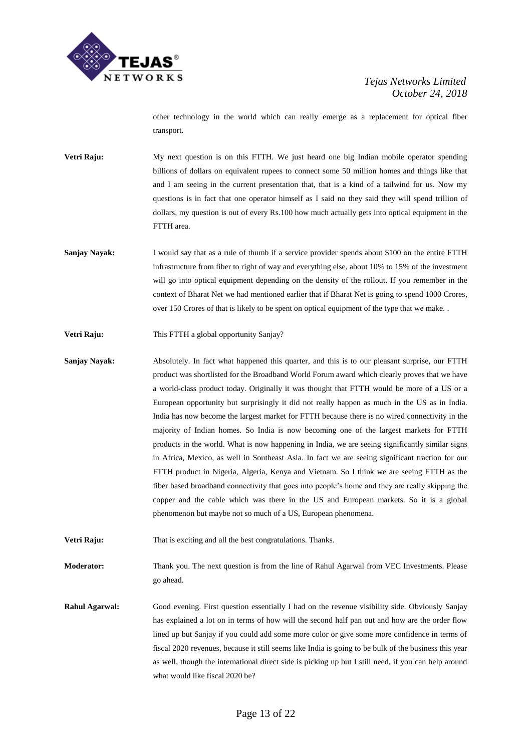other technology in the world which can really emerge as a replacement for optical fiber transport.

**Vetri Raju:** My next question is on this FTTH. We just heard one big Indian mobile operator spending billions of dollars on equivalent rupees to connect some 50 million homes and things like that and I am seeing in the current presentation that, that is a kind of a tailwind for us. Now my questions is in fact that one operator himself as I said no they said they will spend trillion of dollars, my question is out of every Rs.100 how much actually gets into optical equipment in the FTTH area.

**Sanjay Nayak:** I would say that as a rule of thumb if a service provider spends about $100 on the entire FTTH infrastructure from fiber to right of way and everything else, about 10% to 15% of the investment will go into optical equipment depending on the density of the rollout. If you remember in the context of Bharat Net we had mentioned earlier that if Bharat Net is going to spend 1000 Crores, over 150 Crores of that is likely to be spent on optical equipment of the type that we make. .

**Vetri Raju:** This FTTH a global opportunity Sanjay?

**Sanjay Nayak:** Absolutely. In fact what happened this quarter, and this is to our pleasant surprise, our FTTH product was shortlisted for the Broadband World Forum award which clearly proves that we have a world-class product today. Originally it was thought that FTTH would be more of a US or a European opportunity but surprisingly it did not really happen as much in the US as in India. India has now become the largest market for FTTH because there is no wired connectivity in the majority of Indian homes. So India is now becoming one of the largest markets for FTTH products in the world. What is now happening in India, we are seeing significantly similar signs in Africa, Mexico, as well in Southeast Asia. In fact we are seeing significant traction for our FTTH product in Nigeria, Algeria, Kenya and Vietnam. So I think we are seeing FTTH as the fiber based broadband connectivity that goes into people's home and they are really skipping the copper and the cable which was there in the US and European markets. So it is a global phenomenon but maybe not so much of a US, European phenomena.

**Vetri Raju:** That is exciting and all the best congratulations. Thanks.

**Moderator:** Thank you. The next question is from the line of Rahul Agarwal from VEC Investments. Please go ahead.

**Rahul Agarwal:** Good evening. First question essentially I had on the revenue visibility side. Obviously Sanjay has explained a lot on in terms of how will the second half pan out and how are the order flow lined up but Sanjay if you could add some more color or give some more confidence in terms of fiscal 2020 revenues, because it still seems like India is going to be bulk of the business this year as well, though the international direct side is picking up but I still need, if you can help around what would like fiscal 2020 be?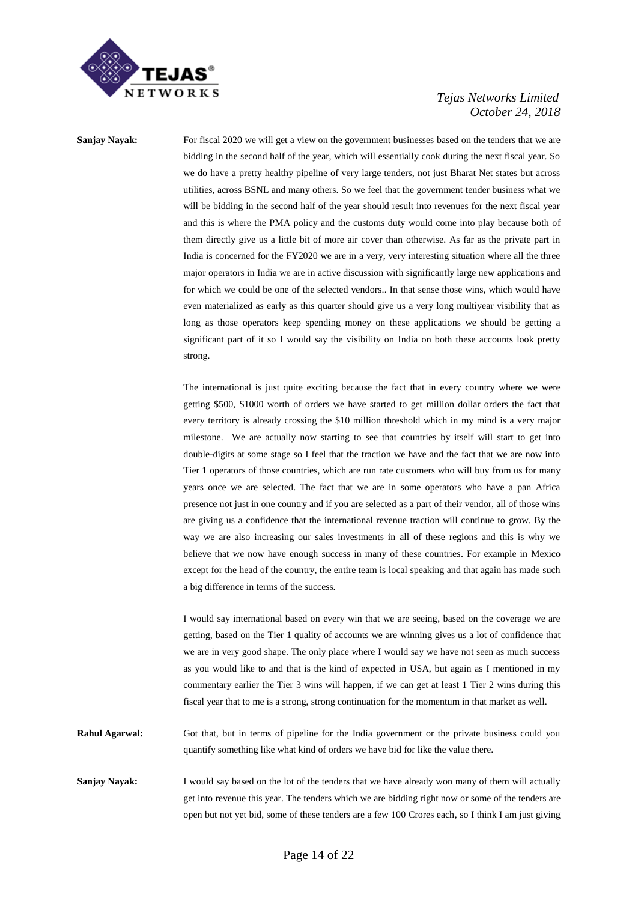**Sanjay Nayak:** For fiscal 2020 we will get a view on the government businesses based on the tenders that we are bidding in the second half of the year, which will essentially cook during the next fiscal year. So we do have a pretty healthy pipeline of very large tenders, not just Bharat Net states but across utilities, across BSNL and many others. So we feel that the government tender business what we will be bidding in the second half of the year should result into revenues for the next fiscal year and this is where the PMA policy and the customs duty would come into play because both of them directly give us a little bit of more air cover than otherwise. As far as the private part in India is concerned for the FY2020 we are in a very, very interesting situation where all the three major operators in India we are in active discussion with significantly large new applications and for which we could be one of the selected vendors.. In that sense those wins, which would have even materialized as early as this quarter should give us a very long multiyear visibility that as long as those operators keep spending money on these applications we should be getting a significant part of it so I would say the visibility on India on both these accounts look pretty strong.

The international is just quite exciting because the fact that in every country where we were getting $500, $1000 worth of orders we have started to get million dollar orders the fact that every territory is already crossing the $10 million threshold which in my mind is a very major milestone. We are actually now starting to see that countries by itself will start to get into double-digits at some stage so I feel that the traction we have and the fact that we are now into Tier 1 operators of those countries, which are run rate customers who will buy from us for many years once we are selected. The fact that we are in some operators who have a pan Africa presence not just in one country and if you are selected as a part of their vendor, all of those wins are giving us a confidence that the international revenue traction will continue to grow. By the way we are also increasing our sales investments in all of these regions and this is why we believe that we now have enough success in many of these countries. For example in Mexico except for the head of the country, the entire team is local speaking and that again has made such a big difference in terms of the success.

I would say international based on every win that we are seeing, based on the coverage we are getting, based on the Tier 1 quality of accounts we are winning gives us a lot of confidence that we are in very good shape. The only place where I would say we have not seen as much success as you would like to and that is the kind of expected in USA, but again as I mentioned in my commentary earlier the Tier 3 wins will happen, if we can get at least 1 Tier 2 wins during this fiscal year that to me is a strong, strong continuation for the momentum in that market as well.

**Rahul Agarwal:** Got that, but in terms of pipeline for the India government or the private business could you quantify something like what kind of orders we have bid for like the value there.

**Sanjay Nayak:** I would say based on the lot of the tenders that we have already won many of them will actually get into revenue this year. The tenders which we are bidding right now or some of the tenders are open but not yet bid, some of these tenders are a few 100 Crores each, so I think I am just giving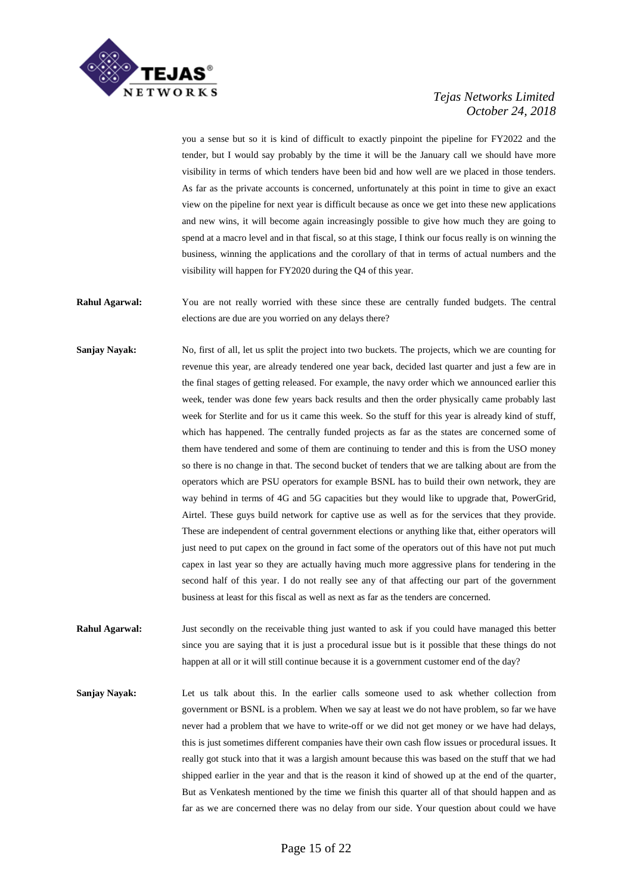you a sense but so it is kind of difficult to exactly pinpoint the pipeline for FY2022 and the tender, but I would say probably by the time it will be the January call we should have more visibility in terms of which tenders have been bid and how well are we placed in those tenders. As far as the private accounts is concerned, unfortunately at this point in time to give an exact view on the pipeline for next year is difficult because as once we get into these new applications and new wins, it will become again increasingly possible to give how much they are going to spend at a macro level and in that fiscal, so at this stage, I think our focus really is on winning the business, winning the applications and the corollary of that in terms of actual numbers and the visibility will happen for FY2020 during the Q4 of this year.

**Rahul Agarwal:** You are not really worried with these since these are centrally funded budgets. The central elections are due are you worried on any delays there?

**Sanjay Nayak:** No, first of all, let us split the project into two buckets. The projects, which we are counting for revenue this year, are already tendered one year back, decided last quarter and just a few are in the final stages of getting released. For example, the navy order which we announced earlier this week, tender was done few years back results and then the order physically came probably last week for Sterlite and for us it came this week. So the stuff for this year is already kind of stuff, which has happened. The centrally funded projects as far as the states are concerned some of them have tendered and some of them are continuing to tender and this is from the USO money so there is no change in that. The second bucket of tenders that we are talking about are from the operators which are PSU operators for example BSNL has to build their own network, they are way behind in terms of 4G and 5G capacities but they would like to upgrade that, PowerGrid, Airtel. These guys build network for captive use as well as for the services that they provide. These are independent of central government elections or anything like that, either operators will just need to put capex on the ground in fact some of the operators out of this have not put much capex in last year so they are actually having much more aggressive plans for tendering in the second half of this year. I do not really see any of that affecting our part of the government business at least for this fiscal as well as next as far as the tenders are concerned.

**Rahul Agarwal:** Just secondly on the receivable thing just wanted to ask if you could have managed this better since you are saying that it is just a procedural issue but is it possible that these things do not happen at all or it will still continue because it is a government customer end of the day?

**Sanjay Nayak:** Let us talk about this. In the earlier calls someone used to ask whether collection from government or BSNL is a problem. When we say at least we do not have problem, so far we have never had a problem that we have to write-off or we did not get money or we have had delays, this is just sometimes different companies have their own cash flow issues or procedural issues. It really got stuck into that it was a largish amount because this was based on the stuff that we had shipped earlier in the year and that is the reason it kind of showed up at the end of the quarter, But as Venkatesh mentioned by the time we finish this quarter all of that should happen and as far as we are concerned there was no delay from our side. Your question about could we have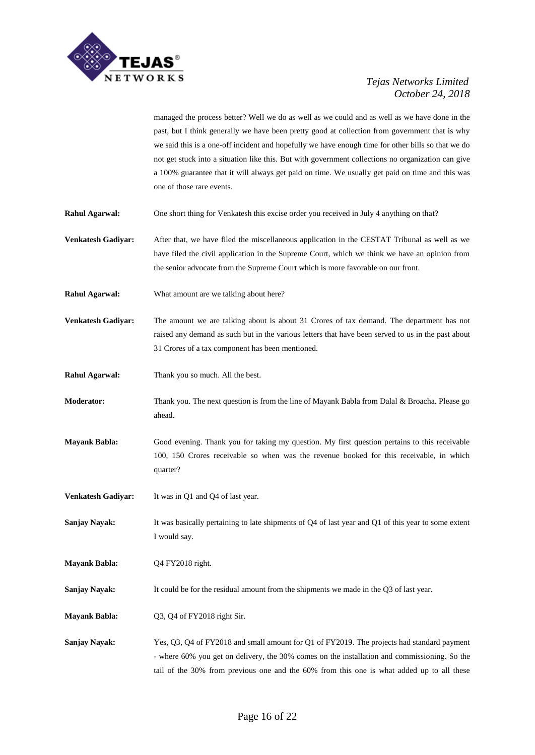managed the process better? Well we do as well as we could and as well as we have done in the past, but I think generally we have been pretty good at collection from government that is why we said this is a one-off incident and hopefully we have enough time for other bills so that we do not get stuck into a situation like this. But with government collections no organization can give a 100% guarantee that it will always get paid on time. We usually get paid on time and this was one of those rare events.

**Rahul Agarwal:** One short thing for Venkatesh this excise order you received in July 4 anything on that?

**Venkatesh Gadiyar:** After that, we have filed the miscellaneous application in the CESTAT Tribunal as well as we have filed the civil application in the Supreme Court, which we think we have an opinion from the senior advocate from the Supreme Court which is more favorable on our front.

**Rahul Agarwal:** What amount are we talking about here?

**Venkatesh Gadiyar:** The amount we are talking about is about 31 Crores of tax demand. The department has not raised any demand as such but in the various letters that have been served to us in the past about 31 Crores of a tax component has been mentioned.

**Rahul Agarwal:** Thank you so much. All the best.

**Moderator:** Thank you. The next question is from the line of Mayank Babla from Dalal & Broacha. Please go ahead.

**Mayank Babla:** Good evening. Thank you for taking my question. My first question pertains to this receivable 100, 150 Crores receivable so when was the revenue booked for this receivable, in which quarter?

**Venkatesh Gadiyar:** It was in Q1 and Q4 of last year.

**Sanjay Nayak:** It was basically pertaining to late shipments of Q4 of last year and Q1 of this year to some extent I would say.

**Mayank Babla:** Q4 FY2018 right.

**Sanjay Nayak:** It could be for the residual amount from the shipments we made in the Q3 of last year.

**Mayank Babla:** Q3, Q4 of FY2018 right Sir.

**Sanjay Nayak:** Yes, Q3, Q4 of FY2018 and small amount for Q1 of FY2019. The projects had standard payment - where 60% you get on delivery, the 30% comes on the installation and commissioning. So the tail of the 30% from previous one and the 60% from this one is what added up to all these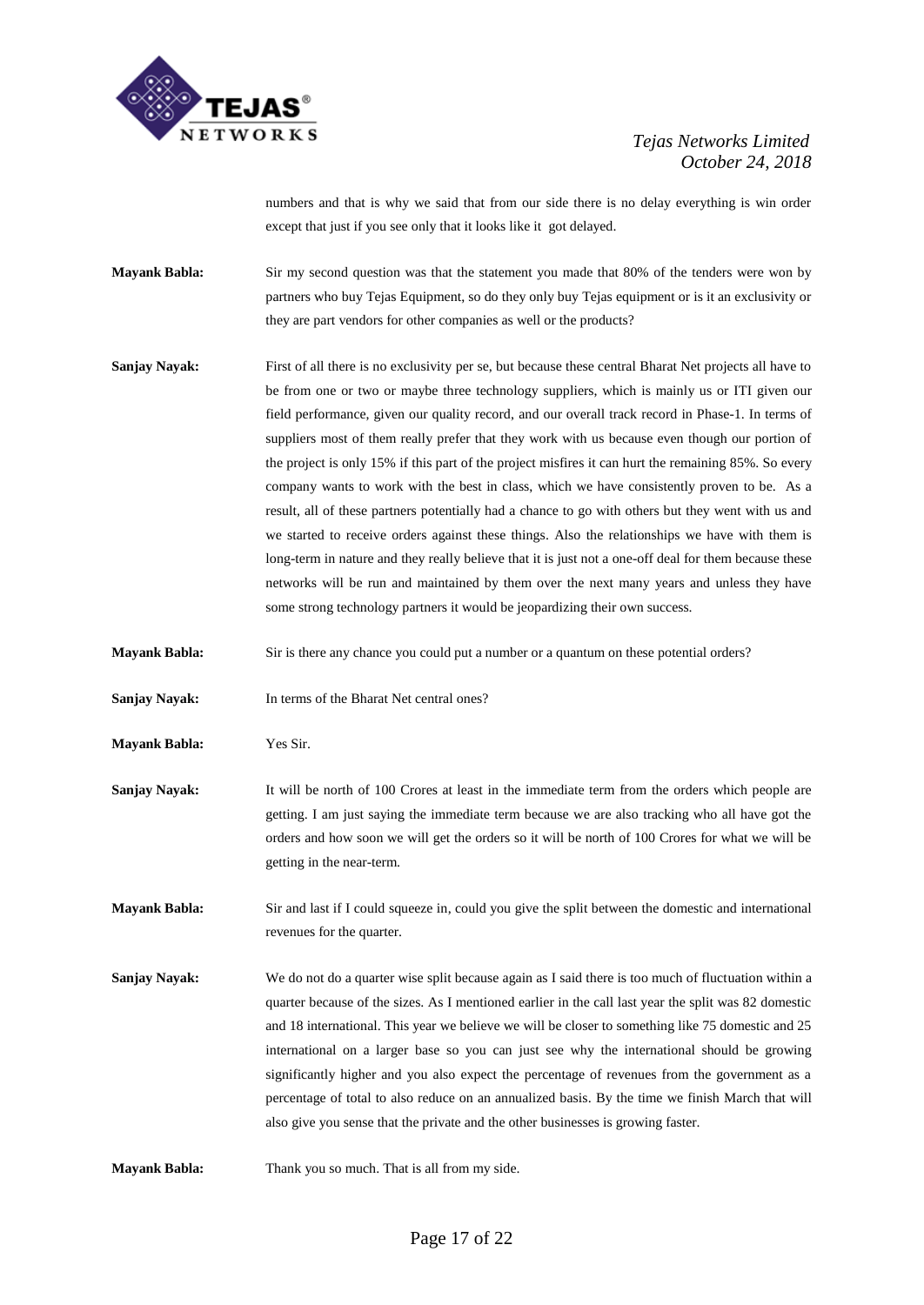numbers and that is why we said that from our side there is no delay everything is win order except that just if you see only that it looks like it got delayed.

**Mayank Babla:** Sir my second question was that the statement you made that 80% of the tenders were won by partners who buy Tejas Equipment, so do they only buy Tejas equipment or is it an exclusivity or they are part vendors for other companies as well or the products?

**Sanjay Nayak:** First of all there is no exclusivity per se, but because these central Bharat Net projects all have to be from one or two or maybe three technology suppliers, which is mainly us or ITI given our field performance, given our quality record, and our overall track record in Phase-1. In terms of suppliers most of them really prefer that they work with us because even though our portion of the project is only 15% if this part of the project misfires it can hurt the remaining 85%. So every company wants to work with the best in class, which we have consistently proven to be. As a result, all of these partners potentially had a chance to go with others but they went with us and we started to receive orders against these things. Also the relationships we have with them is long-term in nature and they really believe that it is just not a one-off deal for them because these networks will be run and maintained by them over the next many years and unless they have some strong technology partners it would be jeopardizing their own success.

**Mayank Babla:** Sir is there any chance you could put a number or a quantum on these potential orders?

**Sanjay Nayak:** In terms of the Bharat Net central ones?

**Mayank Babla:** Yes Sir.

**Sanjay Nayak:** It will be north of 100 Crores at least in the immediate term from the orders which people are getting. I am just saying the immediate term because we are also tracking who all have got the orders and how soon we will get the orders so it will be north of 100 Crores for what we will be getting in the near-term.

**Mayank Babla:** Sir and last if I could squeeze in, could you give the split between the domestic and international revenues for the quarter.

**Sanjay Nayak:** We do not do a quarter wise split because again as I said there is too much of fluctuation within a quarter because of the sizes. As I mentioned earlier in the call last year the split was 82 domestic and 18 international. This year we believe we will be closer to something like 75 domestic and 25 international on a larger base so you can just see why the international should be growing significantly higher and you also expect the percentage of revenues from the government as a percentage of total to also reduce on an annualized basis. By the time we finish March that will also give you sense that the private and the other businesses is growing faster.

**Mayank Babla:** Thank you so much. That is all from my side.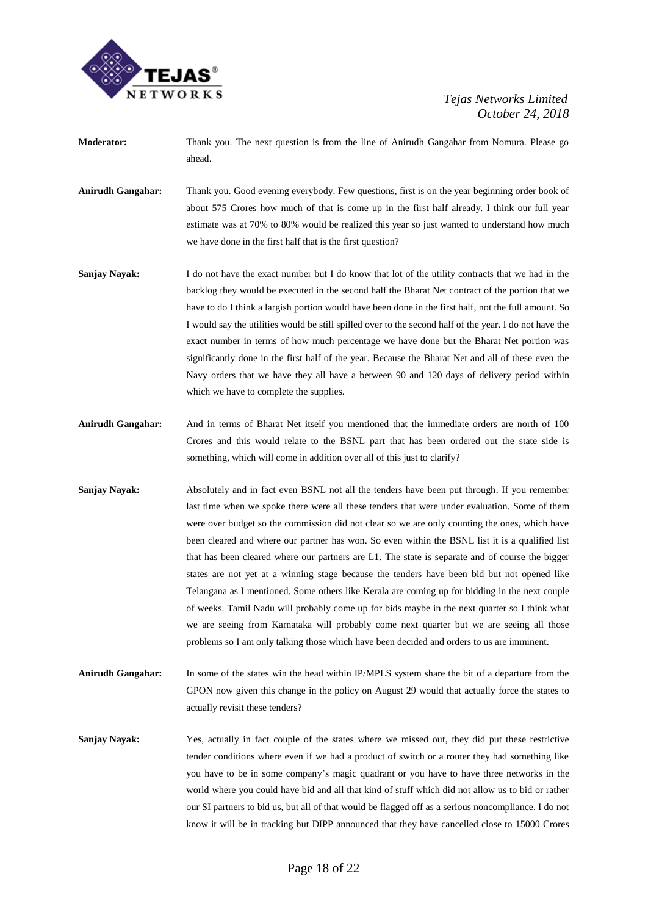**Moderator:** Thank you. The next question is from the line of Anirudh Gangahar from Nomura. Please go ahead.

**Anirudh Gangahar:** Thank you. Good evening everybody. Few questions, first is on the year beginning order book of about 575 Crores how much of that is come up in the first half already. I think our full year estimate was at 70% to 80% would be realized this year so just wanted to understand how much we have done in the first half that is the first question?

**Sanjay Nayak:** I do not have the exact number but I do know that lot of the utility contracts that we had in the backlog they would be executed in the second half the Bharat Net contract of the portion that we have to do I think a largish portion would have been done in the first half, not the full amount. So I would say the utilities would be still spilled over to the second half of the year. I do not have the exact number in terms of how much percentage we have done but the Bharat Net portion was significantly done in the first half of the year. Because the Bharat Net and all of these even the Navy orders that we have they all have a between 90 and 120 days of delivery period within which we have to complete the supplies.

**Anirudh Gangahar:** And in terms of Bharat Net itself you mentioned that the immediate orders are north of 100 Crores and this would relate to the BSNL part that has been ordered out the state side is something, which will come in addition over all of this just to clarify?

**Sanjay Nayak:** Absolutely and in fact even BSNL not all the tenders have been put through. If you remember last time when we spoke there were all these tenders that were under evaluation. Some of them were over budget so the commission did not clear so we are only counting the ones, which have been cleared and where our partner has won. So even within the BSNL list it is a qualified list that has been cleared where our partners are L1. The state is separate and of course the bigger states are not yet at a winning stage because the tenders have been bid but not opened like Telangana as I mentioned. Some others like Kerala are coming up for bidding in the next couple of weeks. Tamil Nadu will probably come up for bids maybe in the next quarter so I think what we are seeing from Karnataka will probably come next quarter but we are seeing all those problems so I am only talking those which have been decided and orders to us are imminent.

**Anirudh Gangahar:** In some of the states win the head within IP/MPLS system share the bit of a departure from the GPON now given this change in the policy on August 29 would that actually force the states to actually revisit these tenders?

**Sanjay Nayak:** Yes, actually in fact couple of the states where we missed out, they did put these restrictive tender conditions where even if we had a product of switch or a router they had something like you have to be in some company's magic quadrant or you have to have three networks in the world where you could have bid and all that kind of stuff which did not allow us to bid or rather our SI partners to bid us, but all of that would be flagged off as a serious noncompliance. I do not know it will be in tracking but DIPP announced that they have cancelled close to 15000 Crores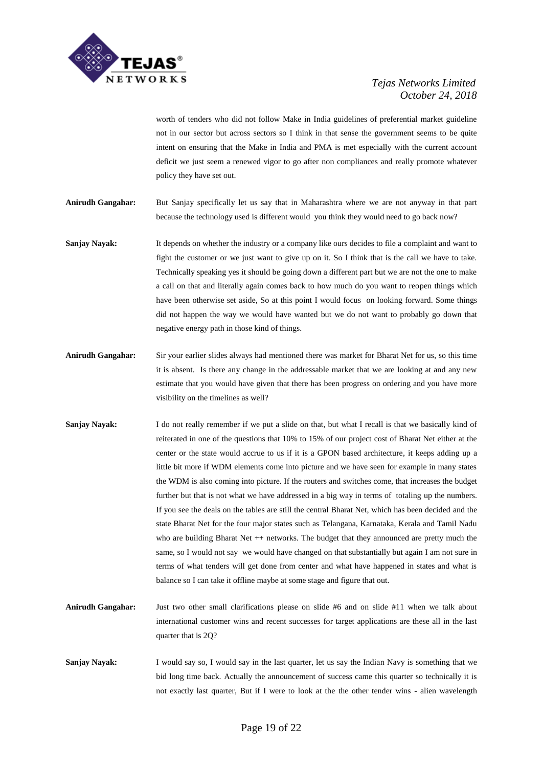worth of tenders who did not follow Make in India guidelines of preferential market guideline not in our sector but across sectors so I think in that sense the government seems to be quite intent on ensuring that the Make in India and PMA is met especially with the current account deficit we just seem a renewed vigor to go after non compliances and really promote whatever policy they have set out.

**Anirudh Gangahar:** But Sanjay specifically let us say that in Maharashtra where we are not anyway in that part because the technology used is different would you think they would need to go back now?

**Sanjay Nayak:** It depends on whether the industry or a company like ours decides to file a complaint and want to fight the customer or we just want to give up on it. So I think that is the call we have to take. Technically speaking yes it should be going down a different part but we are not the one to make a call on that and literally again comes back to how much do you want to reopen things which have been otherwise set aside, So at this point I would focus on looking forward. Some things did not happen the way we would have wanted but we do not want to probably go down that negative energy path in those kind of things.

**Anirudh Gangahar:** Sir your earlier slides always had mentioned there was market for Bharat Net for us, so this time it is absent. Is there any change in the addressable market that we are looking at and any new estimate that you would have given that there has been progress on ordering and you have more visibility on the timelines as well?

**Sanjay Nayak:** I do not really remember if we put a slide on that, but what I recall is that we basically kind of reiterated in one of the questions that 10% to 15% of our project cost of Bharat Net either at the center or the state would accrue to us if it is a GPON based architecture, it keeps adding up a little bit more if WDM elements come into picture and we have seen for example in many states the WDM is also coming into picture. If the routers and switches come, that increases the budget further but that is not what we have addressed in a big way in terms of totaling up the numbers. If you see the deals on the tables are still the central Bharat Net, which has been decided and the state Bharat Net for the four major states such as Telangana, Karnataka, Kerala and Tamil Nadu who are building Bharat Net ++ networks. The budget that they announced are pretty much the same, so I would not say we would have changed on that substantially but again I am not sure in terms of what tenders will get done from center and what have happened in states and what is balance so I can take it offline maybe at some stage and figure that out.

**Anirudh Gangahar:** Just two other small clarifications please on slide #6 and on slide #11 when we talk about international customer wins and recent successes for target applications are these all in the last quarter that is 2Q?

**Sanjay Nayak:** I would say so, I would say in the last quarter, let us say the Indian Navy is something that we bid long time back. Actually the announcement of success came this quarter so technically it is not exactly last quarter, But if I were to look at the the other tender wins - alien wavelength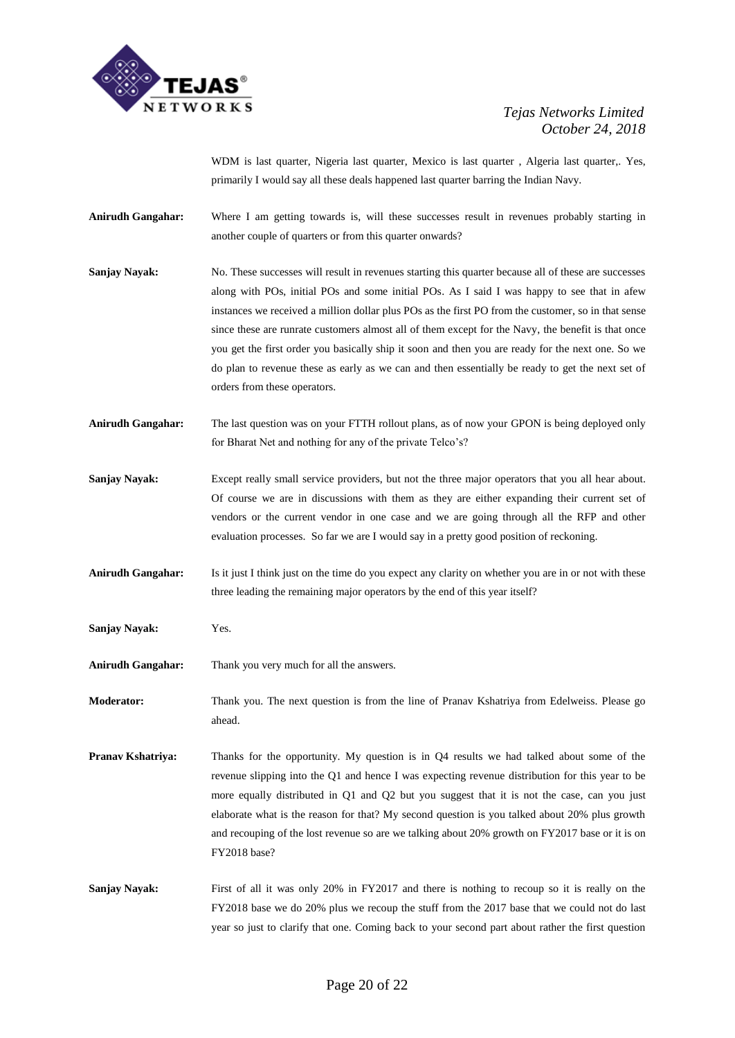WDM is last quarter, Nigeria last quarter, Mexico is last quarter , Algeria last quarter,. Yes, primarily I would say all these deals happened last quarter barring the Indian Navy.

**Anirudh Gangahar:** Where I am getting towards is, will these successes result in revenues probably starting in another couple of quarters or from this quarter onwards?

**Sanjay Nayak:** No. These successes will result in revenues starting this quarter because all of these are successes along with POs, initial POs and some initial POs. As I said I was happy to see that in afew instances we received a million dollar plus POs as the first PO from the customer, so in that sense since these are runrate customers almost all of them except for the Navy, the benefit is that once you get the first order you basically ship it soon and then you are ready for the next one. So we do plan to revenue these as early as we can and then essentially be ready to get the next set of orders from these operators.

**Anirudh Gangahar:** The last question was on your FTTH rollout plans, as of now your GPON is being deployed only for Bharat Net and nothing for any of the private Telco's?

**Sanjay Nayak:** Except really small service providers, but not the three major operators that you all hear about. Of course we are in discussions with them as they are either expanding their current set of vendors or the current vendor in one case and we are going through all the RFP and other evaluation processes. So far we are I would say in a pretty good position of reckoning.

**Anirudh Gangahar:** Is it just I think just on the time do you expect any clarity on whether you are in or not with these three leading the remaining major operators by the end of this year itself?

**Sanjay Nayak:** Yes.

**Anirudh Gangahar:** Thank you very much for all the answers.

**Moderator:** Thank you. The next question is from the line of Pranav Kshatriya from Edelweiss. Please go ahead.

**Pranav Kshatriya:** Thanks for the opportunity. My question is in Q4 results we had talked about some of the revenue slipping into the Q1 and hence I was expecting revenue distribution for this year to be more equally distributed in Q1 and Q2 but you suggest that it is not the case, can you just elaborate what is the reason for that? My second question is you talked about 20% plus growth and recouping of the lost revenue so are we talking about 20% growth on FY2017 base or it is on FY2018 base?

**Sanjay Nayak:** First of all it was only 20% in FY2017 and there is nothing to recoup so it is really on the FY2018 base we do 20% plus we recoup the stuff from the 2017 base that we could not do last year so just to clarify that one. Coming back to your second part about rather the first question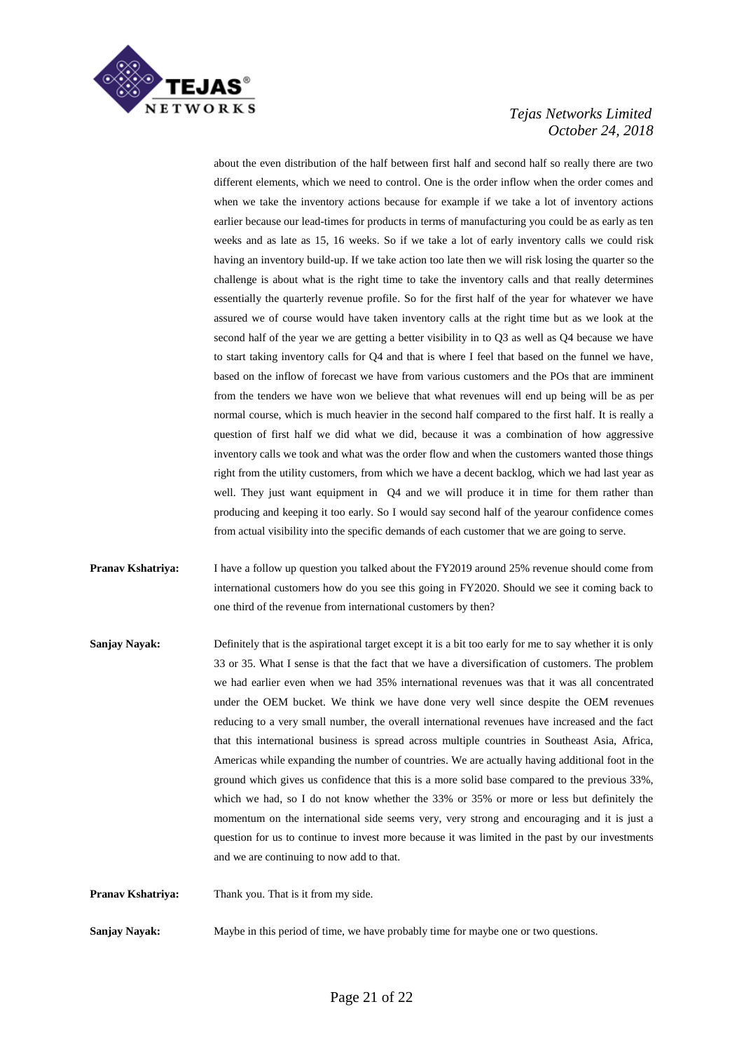about the even distribution of the half between first half and second half so really there are two different elements, which we need to control. One is the order inflow when the order comes and when we take the inventory actions because for example if we take a lot of inventory actions earlier because our lead-times for products in terms of manufacturing you could be as early as ten weeks and as late as 15, 16 weeks. So if we take a lot of early inventory calls we could risk having an inventory build-up. If we take action too late then we will risk losing the quarter so the challenge is about what is the right time to take the inventory calls and that really determines essentially the quarterly revenue profile. So for the first half of the year for whatever we have assured we of course would have taken inventory calls at the right time but as we look at the second half of the year we are getting a better visibility in to Q3 as well as Q4 because we have to start taking inventory calls for Q4 and that is where I feel that based on the funnel we have, based on the inflow of forecast we have from various customers and the POs that are imminent from the tenders we have won we believe that what revenues will end up being will be as per normal course, which is much heavier in the second half compared to the first half. It is really a question of first half we did what we did, because it was a combination of how aggressive inventory calls we took and what was the order flow and when the customers wanted those things right from the utility customers, from which we have a decent backlog, which we had last year as well. They just want equipment in Q4 and we will produce it in time for them rather than producing and keeping it too early. So I would say second half of the yearour confidence comes from actual visibility into the specific demands of each customer that we are going to serve.

**Pranav Kshatriya:** I have a follow up question you talked about the FY2019 around 25% revenue should come from international customers how do you see this going in FY2020. Should we see it coming back to one third of the revenue from international customers by then?

**Sanjay Nayak:** Definitely that is the aspirational target except it is a bit too early for me to say whether it is only 33 or 35. What I sense is that the fact that we have a diversification of customers. The problem we had earlier even when we had 35% international revenues was that it was all concentrated under the OEM bucket. We think we have done very well since despite the OEM revenues reducing to a very small number, the overall international revenues have increased and the fact that this international business is spread across multiple countries in Southeast Asia, Africa, Americas while expanding the number of countries. We are actually having additional foot in the ground which gives us confidence that this is a more solid base compared to the previous 33%, which we had, so I do not know whether the 33% or 35% or more or less but definitely the momentum on the international side seems very, very strong and encouraging and it is just a question for us to continue to invest more because it was limited in the past by our investments and we are continuing to now add to that.

**Pranav Kshatriya:** Thank you. That is it from my side.

**Sanjay Nayak:** Maybe in this period of time, we have probably time for maybe one or two questions.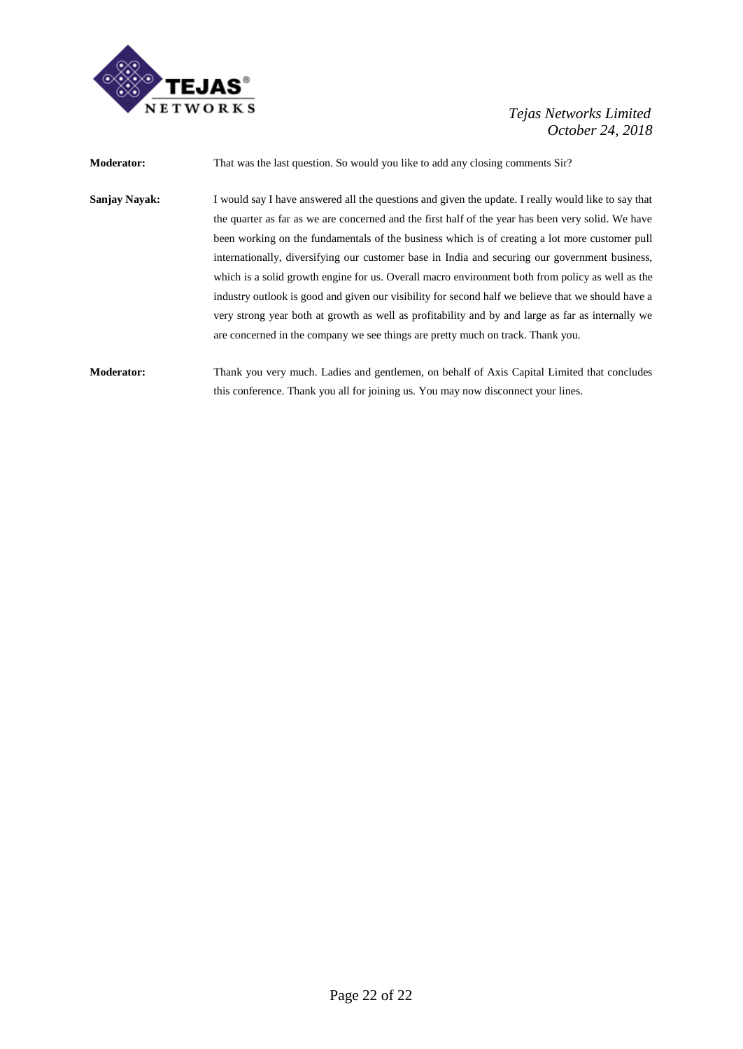**Moderator:** That was the last question. So would you like to add any closing comments Sir?

**Sanjay Nayak:** I would say I have answered all the questions and given the update. I really would like to say that the quarter as far as we are concerned and the first half of the year has been very solid. We have been working on the fundamentals of the business which is of creating a lot more customer pull internationally, diversifying our customer base in India and securing our government business, which is a solid growth engine for us. Overall macro environment both from policy as well as the industry outlook is good and given our visibility for second half we believe that we should have a very strong year both at growth as well as profitability and by and large as far as internally we are concerned in the company we see things are pretty much on track. Thank you.

**Moderator:** Thank you very much. Ladies and gentlemen, on behalf of Axis Capital Limited that concludes this conference. Thank you all for joining us. You may now disconnect your lines.